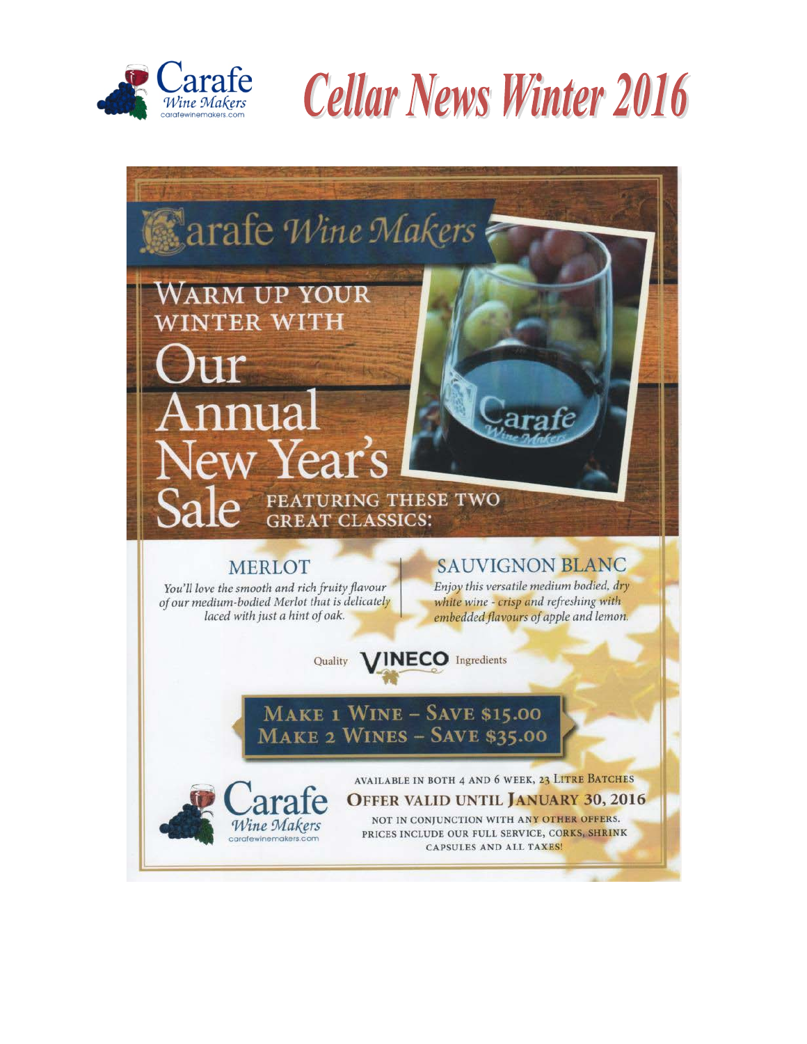# Cellar News Winter 2016

## Carafe Wine Makers

WARM UP YOUR WINTER WITH

# Our Annual New Year's Sale

FEATURING THESE TWO GREAT CLASSICS:

### MERLOT

*You'll love the smooth and rich fruity flavour of our medium-bodied Merlot that is delicately laced with just a hint of oak.*

### SAUVIGNON BLANC

*Enjoy this versatile medium bodied, dry white wine - crisp and refreshing with embedded flavours of apple and lemon.*

Quality VINECO Ingredients

**MAKE 1 WINE – SAVE $15.00**
**MAKE 2 WINES – SAVE $35.00**

AVAILABLE IN BOTH 4 AND 6 WEEK, 23 LITRE BATCHES

**OFFER VALID UNTIL JANUARY 30, 2016**

NOT IN CONJUNCTION WITH ANY OTHER OFFERS.
PRICES INCLUDE OUR FULL SERVICE, CORKS, SHRINK CAPSULES AND ALL TAXES!

Carafe Wine Makers
carafewinemakers.com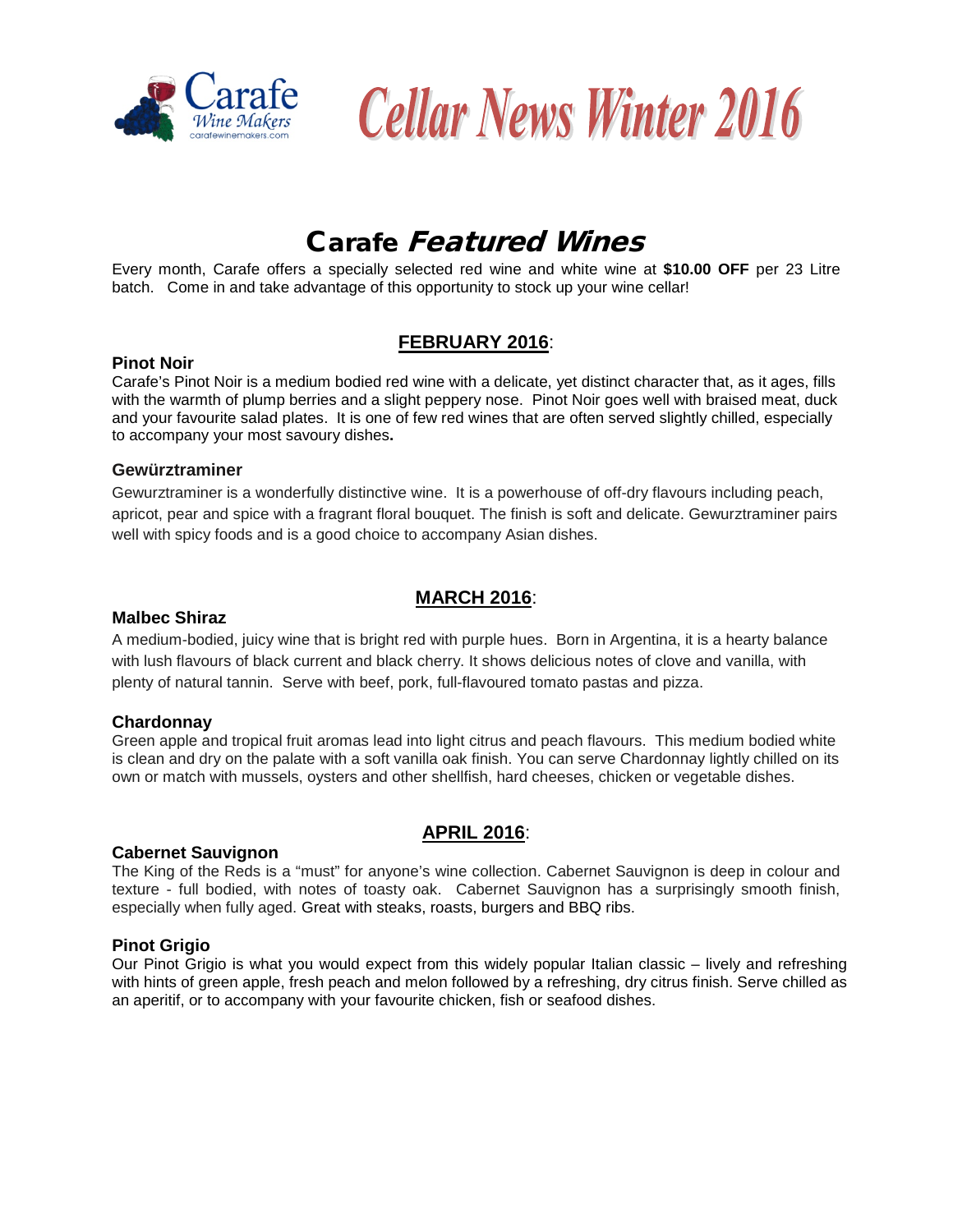# Cellar News Winter 2016

## Carafe *Featured Wines*

Every month, Carafe offers a specially selected red wine and white wine at **$10.00 OFF** per 23 Litre batch. Come in and take advantage of this opportunity to stock up your wine cellar!

### FEBRUARY 2016:

**Pinot Noir**

Carafe's Pinot Noir is a medium bodied red wine with a delicate, yet distinct character that, as it ages, fills with the warmth of plump berries and a slight peppery nose. Pinot Noir goes well with braised meat, duck and your favourite salad plates. It is one of few red wines that are often served slightly chilled, especially to accompany your most savoury dishes**.**

**Gewürztraminer**

Gewurztraminer is a wonderfully distinctive wine. It is a powerhouse of off-dry flavours including peach, apricot, pear and spice with a fragrant floral bouquet. The finish is soft and delicate. Gewurztraminer pairs well with spicy foods and is a good choice to accompany Asian dishes.

### MARCH 2016:

**Malbec Shiraz**

A medium-bodied, juicy wine that is bright red with purple hues. Born in Argentina, it is a hearty balance with lush flavours of black current and black cherry. It shows delicious notes of clove and vanilla, with plenty of natural tannin. Serve with beef, pork, full-flavoured tomato pastas and pizza.

**Chardonnay**

Green apple and tropical fruit aromas lead into light citrus and peach flavours. This medium bodied white is clean and dry on the palate with a soft vanilla oak finish. You can serve Chardonnay lightly chilled on its own or match with mussels, oysters and other shellfish, hard cheeses, chicken or vegetable dishes.

### APRIL 2016:

**Cabernet Sauvignon**

The King of the Reds is a "must" for anyone's wine collection. Cabernet Sauvignon is deep in colour and texture - full bodied, with notes of toasty oak. Cabernet Sauvignon has a surprisingly smooth finish, especially when fully aged. Great with steaks, roasts, burgers and BBQ ribs.

**Pinot Grigio**

Our Pinot Grigio is what you would expect from this widely popular Italian classic – lively and refreshing with hints of green apple, fresh peach and melon followed by a refreshing, dry citrus finish. Serve chilled as an aperitif, or to accompany with your favourite chicken, fish or seafood dishes.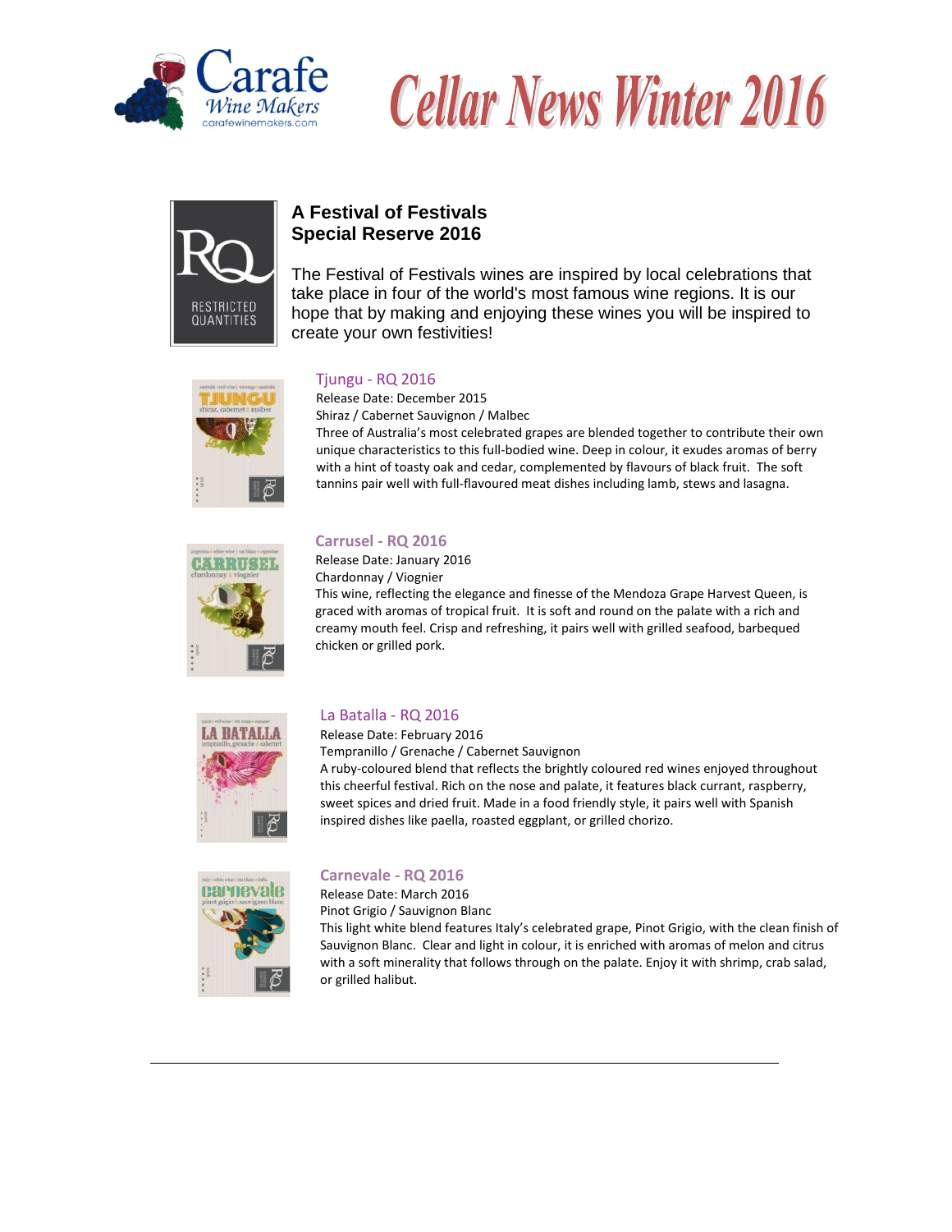# Cellar News Winter 2016

## A Festival of Festivals
## Special Reserve 2016

The Festival of Festivals wines are inspired by local celebrations that take place in four of the world's most famous wine regions. It is our hope that by making and enjoying these wines you will be inspired to create your own festivities!

### Tjungu - RQ 2016

Release Date: December 2015
Shiraz / Cabernet Sauvignon / Malbec
Three of Australia's most celebrated grapes are blended together to contribute their own unique characteristics to this full-bodied wine. Deep in colour, it exudes aromas of berry with a hint of toasty oak and cedar, complemented by flavours of black fruit. The soft tannins pair well with full-flavoured meat dishes including lamb, stews and lasagna.

### Carrusel - RQ 2016

Release Date: January 2016
Chardonnay / Viognier
This wine, reflecting the elegance and finesse of the Mendoza Grape Harvest Queen, is graced with aromas of tropical fruit. It is soft and round on the palate with a rich and creamy mouth feel. Crisp and refreshing, it pairs well with grilled seafood, barbequed chicken or grilled pork.

### La Batalla - RQ 2016

Release Date: February 2016
Tempranillo / Grenache / Cabernet Sauvignon
A ruby-coloured blend that reflects the brightly coloured red wines enjoyed throughout this cheerful festival. Rich on the nose and palate, it features black currant, raspberry, sweet spices and dried fruit. Made in a food friendly style, it pairs well with Spanish inspired dishes like paella, roasted eggplant, or grilled chorizo.

### Carnevale - RQ 2016

Release Date: March 2016
Pinot Grigio / Sauvignon Blanc
This light white blend features Italy's celebrated grape, Pinot Grigio, with the clean finish of Sauvignon Blanc. Clear and light in colour, it is enriched with aromas of melon and citrus with a soft minerality that follows through on the palate. Enjoy it with shrimp, crab salad, or grilled halibut.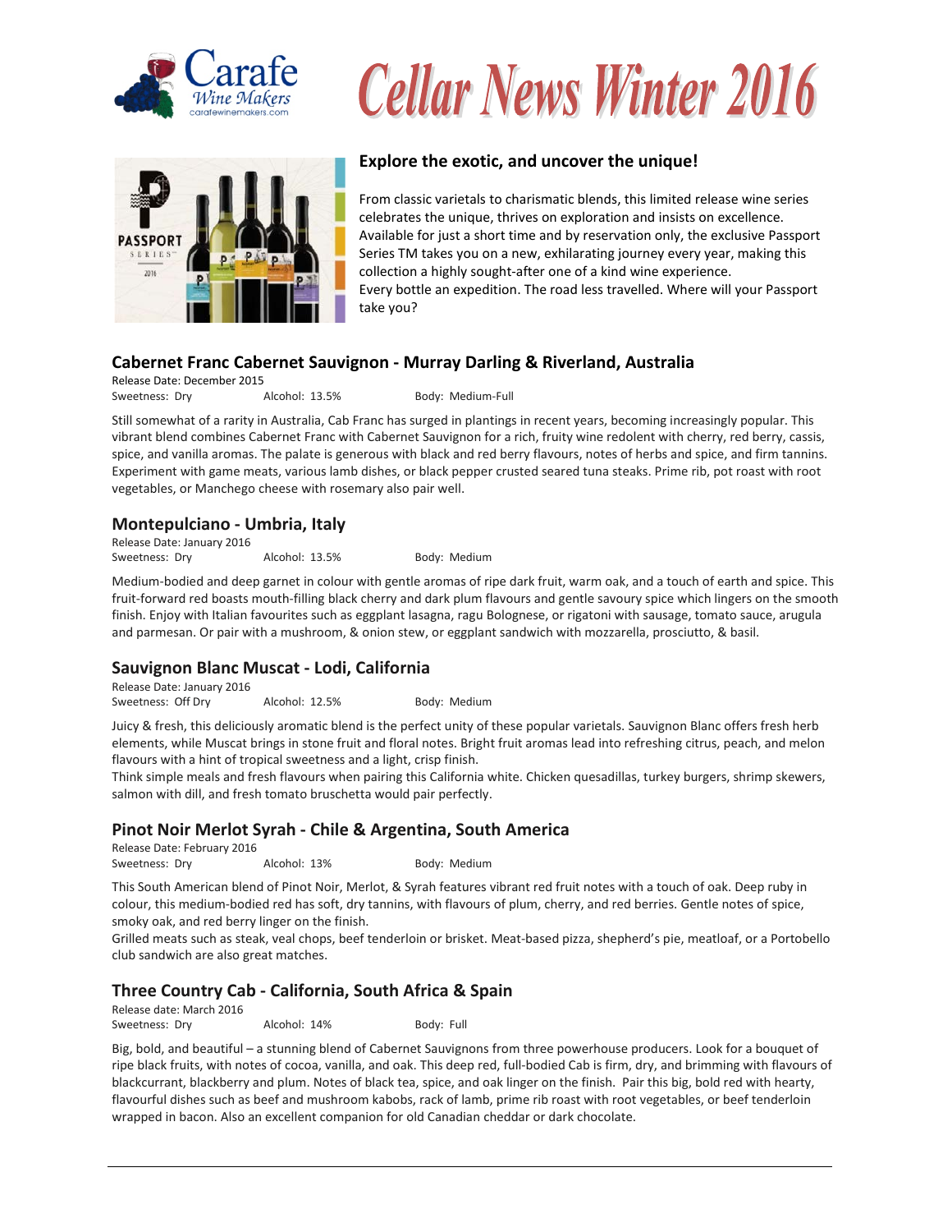# Cellar News Winter 2016

## Explore the exotic, and uncover the unique!

From classic varietals to charismatic blends, this limited release wine series celebrates the unique, thrives on exploration and insists on excellence. Available for just a short time and by reservation only, the exclusive Passport Series TM takes you on a new, exhilarating journey every year, making this collection a highly sought-after one of a kind wine experience.
Every bottle an expedition. The road less travelled. Where will your Passport take you?

## Cabernet Franc Cabernet Sauvignon - Murray Darling & Riverland, Australia

Release Date: December 2015
Sweetness: Dry Alcohol: 13.5% Body: Medium-Full

Still somewhat of a rarity in Australia, Cab Franc has surged in plantings in recent years, becoming increasingly popular. This vibrant blend combines Cabernet Franc with Cabernet Sauvignon for a rich, fruity wine redolent with cherry, red berry, cassis, spice, and vanilla aromas. The palate is generous with black and red berry flavours, notes of herbs and spice, and firm tannins. Experiment with game meats, various lamb dishes, or black pepper crusted seared tuna steaks. Prime rib, pot roast with root vegetables, or Manchego cheese with rosemary also pair well.

## Montepulciano - Umbria, Italy

Release Date: January 2016
Sweetness: Dry Alcohol: 13.5% Body: Medium

Medium-bodied and deep garnet in colour with gentle aromas of ripe dark fruit, warm oak, and a touch of earth and spice. This fruit-forward red boasts mouth-filling black cherry and dark plum flavours and gentle savoury spice which lingers on the smooth finish. Enjoy with Italian favourites such as eggplant lasagna, ragu Bolognese, or rigatoni with sausage, tomato sauce, arugula and parmesan. Or pair with a mushroom, & onion stew, or eggplant sandwich with mozzarella, prosciutto, & basil.

## Sauvignon Blanc Muscat - Lodi, California

Release Date: January 2016
Sweetness: Off Dry Alcohol: 12.5% Body: Medium

Juicy & fresh, this deliciously aromatic blend is the perfect unity of these popular varietals. Sauvignon Blanc offers fresh herb elements, while Muscat brings in stone fruit and floral notes. Bright fruit aromas lead into refreshing citrus, peach, and melon flavours with a hint of tropical sweetness and a light, crisp finish.
Think simple meals and fresh flavours when pairing this California white. Chicken quesadillas, turkey burgers, shrimp skewers, salmon with dill, and fresh tomato bruschetta would pair perfectly.

## Pinot Noir Merlot Syrah - Chile & Argentina, South America

Release Date: February 2016
Sweetness: Dry Alcohol: 13% Body: Medium

This South American blend of Pinot Noir, Merlot, & Syrah features vibrant red fruit notes with a touch of oak. Deep ruby in colour, this medium-bodied red has soft, dry tannins, with flavours of plum, cherry, and red berries. Gentle notes of spice, smoky oak, and red berry linger on the finish.
Grilled meats such as steak, veal chops, beef tenderloin or brisket. Meat-based pizza, shepherd's pie, meatloaf, or a Portobello club sandwich are also great matches.

## Three Country Cab - California, South Africa & Spain

Release date: March 2016
Sweetness: Dry Alcohol: 14% Body: Full

Big, bold, and beautiful – a stunning blend of Cabernet Sauvignons from three powerhouse producers. Look for a bouquet of ripe black fruits, with notes of cocoa, vanilla, and oak. This deep red, full-bodied Cab is firm, dry, and brimming with flavours of blackcurrant, blackberry and plum. Notes of black tea, spice, and oak linger on the finish. Pair this big, bold red with hearty, flavourful dishes such as beef and mushroom kabobs, rack of lamb, prime rib roast with root vegetables, or beef tenderloin wrapped in bacon. Also an excellent companion for old Canadian cheddar or dark chocolate.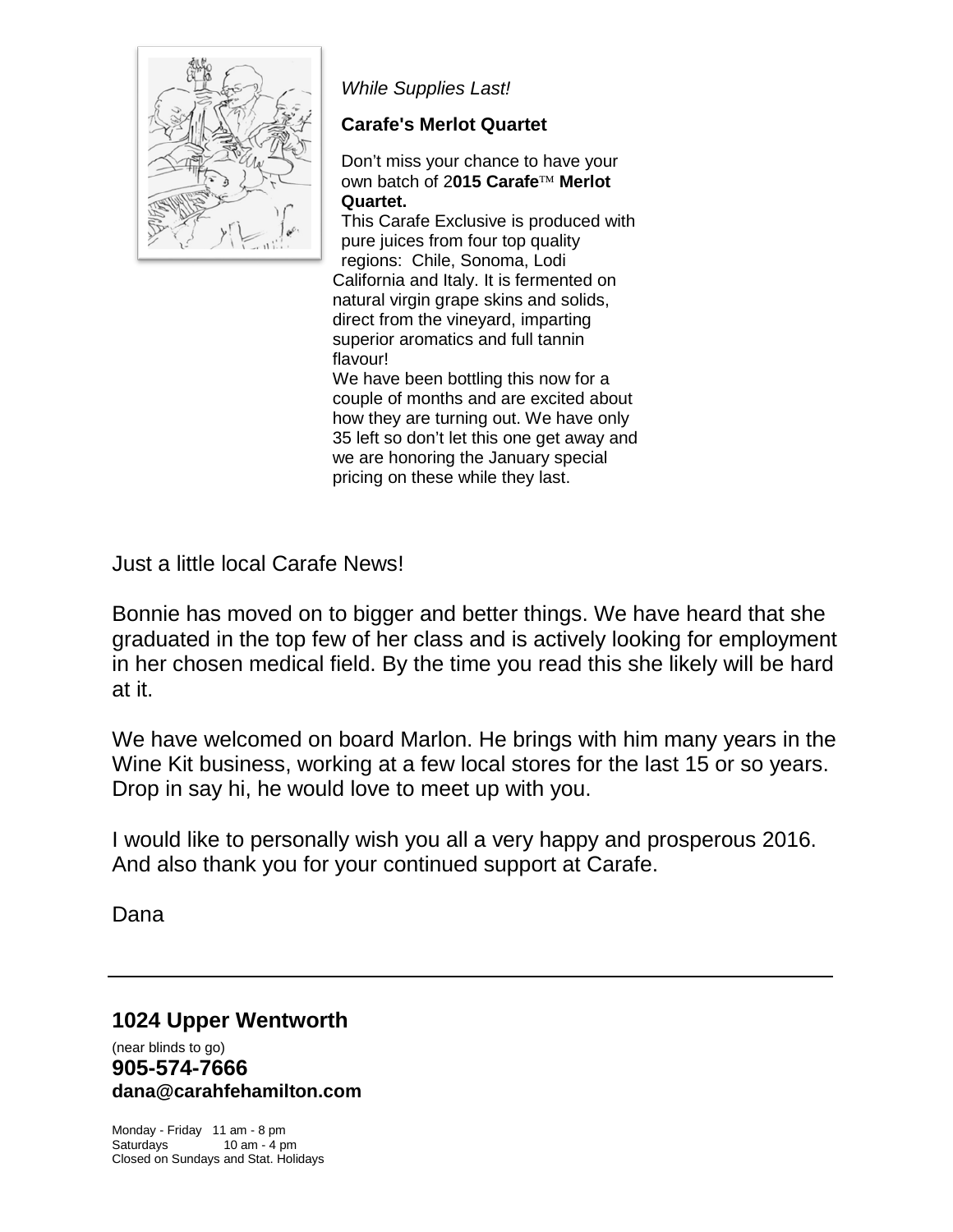*While Supplies Last!*

**Carafe's Merlot Quartet**

Don't miss your chance to have your own batch of 2**015 Carafe™ Merlot Quartet.**

This Carafe Exclusive is produced with pure juices from four top quality regions: Chile, Sonoma, Lodi California and Italy. It is fermented on natural virgin grape skins and solids, direct from the vineyard, imparting superior aromatics and full tannin flavour!

We have been bottling this now for a couple of months and are excited about how they are turning out. We have only 35 left so don't let this one get away and we are honoring the January special pricing on these while they last.

Just a little local Carafe News!

Bonnie has moved on to bigger and better things. We have heard that she graduated in the top few of her class and is actively looking for employment in her chosen medical field. By the time you read this she likely will be hard at it.

We have welcomed on board Marlon. He brings with him many years in the Wine Kit business, working at a few local stores for the last 15 or so years. Drop in say hi, he would love to meet up with you.

I would like to personally wish you all a very happy and prosperous 2016. And also thank you for your continued support at Carafe.

Dana

---

**1024 Upper Wentworth**

(near blinds to go)

**905-574-7666**

**dana@carahfehamilton.com**

Monday - Friday 11 am - 8 pm
Saturdays 10 am - 4 pm
Closed on Sundays and Stat. Holidays